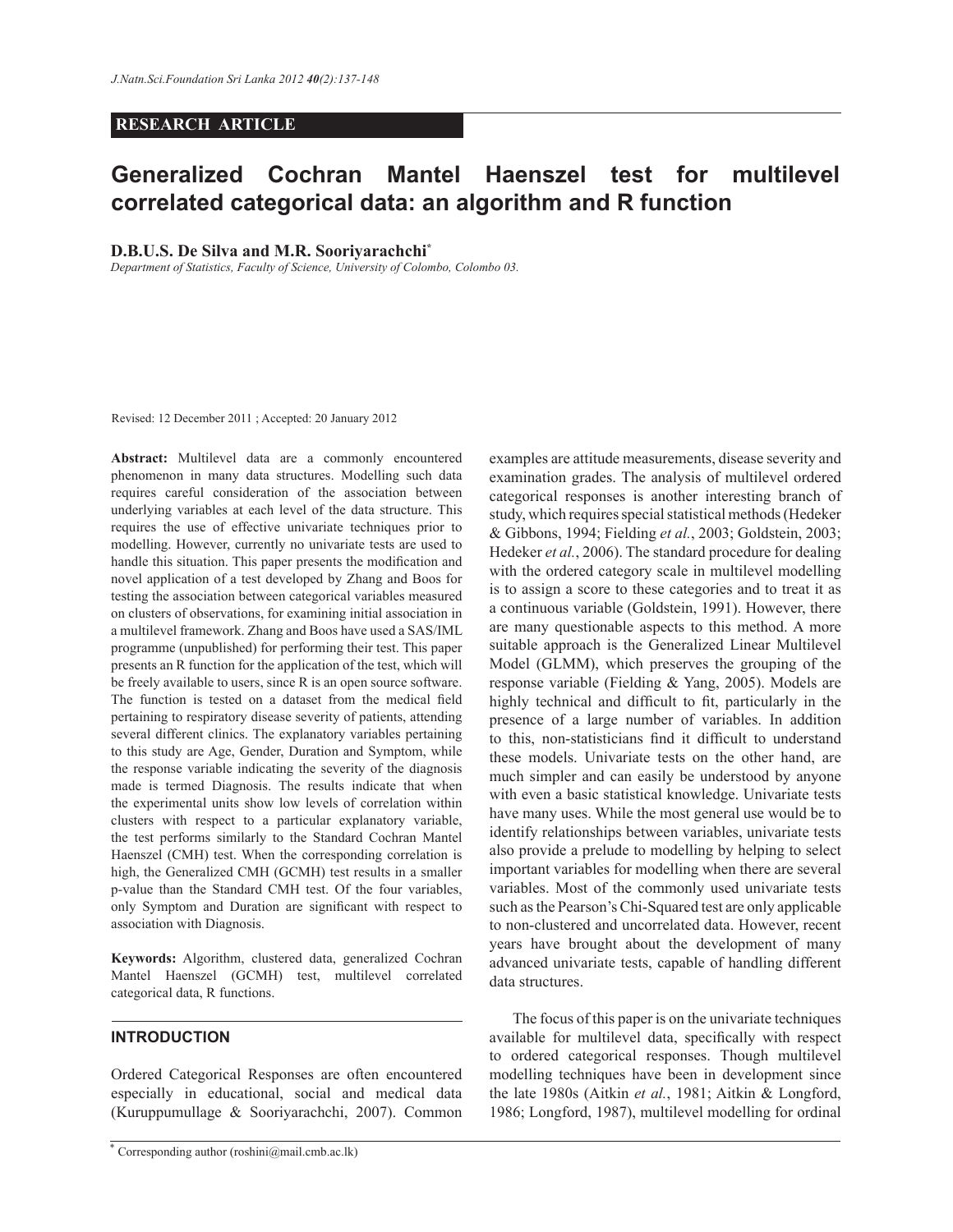RESEARCH ARTICLE

# Generalized Cochran Mantel Haenszel test for multilevel correlated categorical data: an algorithm and R function

**D.B.U.S. De Silva and M.R. Sooriyarachchi***

*Department of Statistics, Faculty of Science, University of Colombo, Colombo 03.*

Revised: 12 December 2011 ; Accepted: 20 January 2012

**Abstract:** Multilevel data are a commonly encountered phenomenon in many data structures. Modelling such data requires careful consideration of the association between underlying variables at each level of the data structure. This requires the use of effective univariate techniques prior to modelling. However, currently no univariate tests are used to handle this situation. This paper presents the modification and novel application of a test developed by Zhang and Boos for testing the association between categorical variables measured on clusters of observations, for examining initial association in a multilevel framework. Zhang and Boos have used a SAS/IML programme (unpublished) for performing their test. This paper presents an R function for the application of the test, which will be freely available to users, since R is an open source software. The function is tested on a dataset from the medical field pertaining to respiratory disease severity of patients, attending several different clinics. The explanatory variables pertaining to this study are Age, Gender, Duration and Symptom, while the response variable indicating the severity of the diagnosis made is termed Diagnosis. The results indicate that when the experimental units show low levels of correlation within clusters with respect to a particular explanatory variable, the test performs similarly to the Standard Cochran Mantel Haenszel (CMH) test. When the corresponding correlation is high, the Generalized CMH (GCMH) test results in a smaller p-value than the Standard CMH test. Of the four variables, only Symptom and Duration are significant with respect to association with Diagnosis.

**Keywords:** Algorithm, clustered data, generalized Cochran Mantel Haenszel (GCMH) test, multilevel correlated categorical data, R functions.

## INTRODUCTION

Ordered Categorical Responses are often encountered especially in educational, social and medical data (Kuruppumullage & Sooriyarachchi, 2007). Common examples are attitude measurements, disease severity and examination grades. The analysis of multilevel ordered categorical responses is another interesting branch of study, which requires special statistical methods (Hedeker & Gibbons, 1994; Fielding *et al.*, 2003; Goldstein, 2003; Hedeker *et al.*, 2006). The standard procedure for dealing with the ordered category scale in multilevel modelling is to assign a score to these categories and to treat it as a continuous variable (Goldstein, 1991). However, there are many questionable aspects to this method. A more suitable approach is the Generalized Linear Multilevel Model (GLMM), which preserves the grouping of the response variable (Fielding & Yang, 2005). Models are highly technical and difficult to fit, particularly in the presence of a large number of variables. In addition to this, non-statisticians find it difficult to understand these models. Univariate tests on the other hand, are much simpler and can easily be understood by anyone with even a basic statistical knowledge. Univariate tests have many uses. While the most general use would be to identify relationships between variables, univariate tests also provide a prelude to modelling by helping to select important variables for modelling when there are several variables. Most of the commonly used univariate tests such as the Pearson's Chi-Squared test are only applicable to non-clustered and uncorrelated data. However, recent years have brought about the development of many advanced univariate tests, capable of handling different data structures.

The focus of this paper is on the univariate techniques available for multilevel data, specifically with respect to ordered categorical responses. Though multilevel modelling techniques have been in development since the late 1980s (Aitkin *et al.*, 1981; Aitkin & Longford, 1986; Longford, 1987), multilevel modelling for ordinal

\* Corresponding author (roshini@mail.cmb.ac.lk)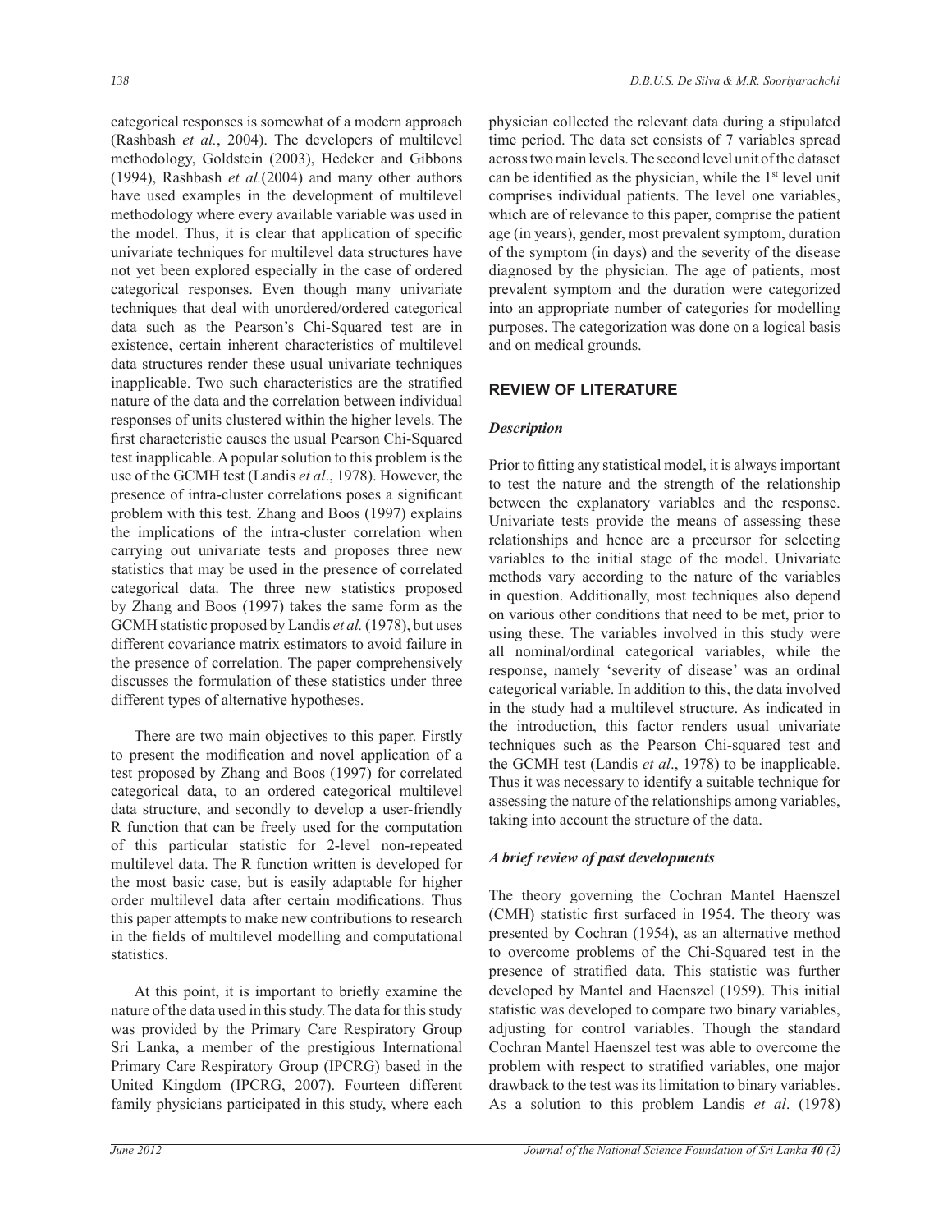categorical responses is somewhat of a modern approach (Rashbash *et al.*, 2004). The developers of multilevel methodology, Goldstein (2003), Hedeker and Gibbons (1994), Rashbash *et al.*(2004) and many other authors have used examples in the development of multilevel methodology where every available variable was used in the model. Thus, it is clear that application of specific univariate techniques for multilevel data structures have not yet been explored especially in the case of ordered categorical responses. Even though many univariate techniques that deal with unordered/ordered categorical data such as the Pearson's Chi-Squared test are in existence, certain inherent characteristics of multilevel data structures render these usual univariate techniques inapplicable. Two such characteristics are the stratified nature of the data and the correlation between individual responses of units clustered within the higher levels. The first characteristic causes the usual Pearson Chi-Squared test inapplicable. A popular solution to this problem is the use of the GCMH test (Landis *et al*., 1978). However, the presence of intra-cluster correlations poses a significant problem with this test. Zhang and Boos (1997) explains the implications of the intra-cluster correlation when carrying out univariate tests and proposes three new statistics that may be used in the presence of correlated categorical data. The three new statistics proposed by Zhang and Boos (1997) takes the same form as the GCMH statistic proposed by Landis *et al.* (1978), but uses different covariance matrix estimators to avoid failure in the presence of correlation. The paper comprehensively discusses the formulation of these statistics under three different types of alternative hypotheses.

There are two main objectives to this paper. Firstly to present the modification and novel application of a test proposed by Zhang and Boos (1997) for correlated categorical data, to an ordered categorical multilevel data structure, and secondly to develop a user-friendly R function that can be freely used for the computation of this particular statistic for 2-level non-repeated multilevel data. The R function written is developed for the most basic case, but is easily adaptable for higher order multilevel data after certain modifications. Thus this paper attempts to make new contributions to research in the fields of multilevel modelling and computational statistics.

At this point, it is important to briefly examine the nature of the data used in this study. The data for this study was provided by the Primary Care Respiratory Group Sri Lanka, a member of the prestigious International Primary Care Respiratory Group (IPCRG) based in the United Kingdom (IPCRG, 2007). Fourteen different family physicians participated in this study, where each physician collected the relevant data during a stipulated time period. The data set consists of 7 variables spread across two main levels. The second level unit of the dataset can be identified as the physician, while the 1st level unit comprises individual patients. The level one variables, which are of relevance to this paper, comprise the patient age (in years), gender, most prevalent symptom, duration of the symptom (in days) and the severity of the disease diagnosed by the physician. The age of patients, most prevalent symptom and the duration were categorized into an appropriate number of categories for modelling purposes. The categorization was done on a logical basis and on medical grounds.

## REVIEW OF LITERATURE

### *Description*

Prior to fitting any statistical model, it is always important to test the nature and the strength of the relationship between the explanatory variables and the response. Univariate tests provide the means of assessing these relationships and hence are a precursor for selecting variables to the initial stage of the model. Univariate methods vary according to the nature of the variables in question. Additionally, most techniques also depend on various other conditions that need to be met, prior to using these. The variables involved in this study were all nominal/ordinal categorical variables, while the response, namely 'severity of disease' was an ordinal categorical variable. In addition to this, the data involved in the study had a multilevel structure. As indicated in the introduction, this factor renders usual univariate techniques such as the Pearson Chi-squared test and the GCMH test (Landis *et al*., 1978) to be inapplicable. Thus it was necessary to identify a suitable technique for assessing the nature of the relationships among variables, taking into account the structure of the data.

### *A brief review of past developments*

The theory governing the Cochran Mantel Haenszel (CMH) statistic first surfaced in 1954. The theory was presented by Cochran (1954), as an alternative method to overcome problems of the Chi-Squared test in the presence of stratified data. This statistic was further developed by Mantel and Haenszel (1959). This initial statistic was developed to compare two binary variables, adjusting for control variables. Though the standard Cochran Mantel Haenszel test was able to overcome the problem with respect to stratified variables, one major drawback to the test was its limitation to binary variables. As a solution to this problem Landis *et al*. (1978)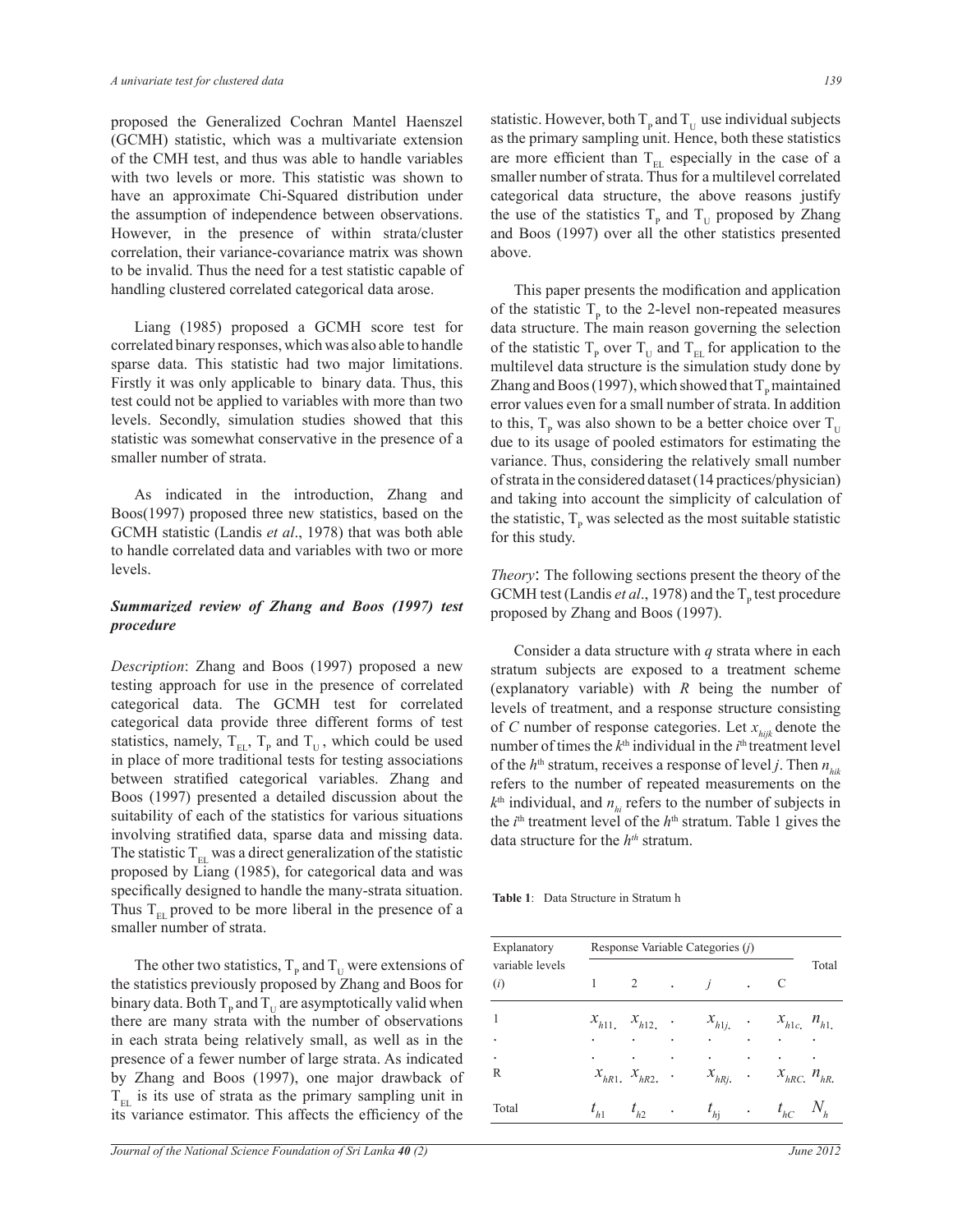proposed the Generalized Cochran Mantel Haenszel (GCMH) statistic, which was a multivariate extension of the CMH test, and thus was able to handle variables with two levels or more. This statistic was shown to have an approximate Chi-Squared distribution under the assumption of independence between observations. However, in the presence of within strata/cluster correlation, their variance-covariance matrix was shown to be invalid. Thus the need for a test statistic capable of handling clustered correlated categorical data arose.

Liang (1985) proposed a GCMH score test for correlated binary responses, which was also able to handle sparse data. This statistic had two major limitations. Firstly it was only applicable to binary data. Thus, this test could not be applied to variables with more than two levels. Secondly, simulation studies showed that this statistic was somewhat conservative in the presence of a smaller number of strata.

As indicated in the introduction, Zhang and Boos(1997) proposed three new statistics, based on the GCMH statistic (Landis *et al*., 1978) that was both able to handle correlated data and variables with two or more levels.

### *Summarized review of Zhang and Boos (1997) test procedure*

*Description*: Zhang and Boos (1997) proposed a new testing approach for use in the presence of correlated categorical data. The GCMH test for correlated categorical data provide three different forms of test statistics, namely, $T_{EL}$, $T_P$ and $T_U$, which could be used in place of more traditional tests for testing associations between stratified categorical variables. Zhang and Boos (1997) presented a detailed discussion about the suitability of each of the statistics for various situations involving stratified data, sparse data and missing data. The statistic $T_{EL}$ was a direct generalization of the statistic proposed by Liang (1985), for categorical data and was specifically designed to handle the many-strata situation. Thus $T_{EL}$ proved to be more liberal in the presence of a smaller number of strata.

The other two statistics, $T_P$ and $T_U$ were extensions of the statistics previously proposed by Zhang and Boos for binary data. Both $T_P$ and $T_U$ are asymptotically valid when there are many strata with the number of observations in each strata being relatively small, as well as in the presence of a fewer number of large strata. As indicated by Zhang and Boos (1997), one major drawback of $T_{EL}$ is its use of strata as the primary sampling unit in its variance estimator. This affects the efficiency of the statistic. However, both $T_P$ and $T_U$ use individual subjects as the primary sampling unit. Hence, both these statistics are more efficient than $T_{EL}$ especially in the case of a smaller number of strata. Thus for a multilevel correlated categorical data structure, the above reasons justify the use of the statistics $T_P$ and $T_U$ proposed by Zhang and Boos (1997) over all the other statistics presented above.

This paper presents the modification and application of the statistic $T_P$ to the 2-level non-repeated measures data structure. The main reason governing the selection of the statistic $T_P$ over $T_U$ and $T_{EL}$ for application to the multilevel data structure is the simulation study done by Zhang and Boos (1997), which showed that $T_P$ maintained error values even for a small number of strata. In addition to this, $T_P$ was also shown to be a better choice over $T_U$ due to its usage of pooled estimators for estimating the variance. Thus, considering the relatively small number of strata in the considered dataset (14 practices/physician) and taking into account the simplicity of calculation of the statistic, $T_P$ was selected as the most suitable statistic for this study.

*Theory*: The following sections present the theory of the GCMH test (Landis *et al*., 1978) and the $T_P$ test procedure proposed by Zhang and Boos (1997).

Consider a data structure with $q$ strata where in each stratum subjects are exposed to a treatment scheme (explanatory variable) with $R$ being the number of levels of treatment, and a response structure consisting of $C$ number of response categories. Let $x_{hijk}$ denote the number of times the $k^{th}$ individual in the $i^{th}$ treatment level of the $h^{th}$ stratum, receives a response of level $j$. Then $n_{hik}$ refers to the number of repeated measurements on the $k^{th}$ individual, and $n_{hi}$ refers to the number of subjects in the $i^{th}$ treatment level of the $h^{th}$ stratum. Table 1 gives the data structure for the $h^{th}$ stratum.

**Table 1**: Data Structure in Stratum h

| Explanatory variable levels ($i$) | Response Variable Categories ($j$) | | | | | | Total |
|---|---|---|---|---|---|---|---|
| | 1 | 2 | . | $j$ | . | C | |
| 1 | $x_{h11.}$ | $x_{h12.}$ | . | $x_{h1j.}$ | . | $x_{h1c.}$ | $n_{h1.}$ |
| . | . | . | . | . | . | . | . |
| . | . | . | . | . | . | . | . |
| R | $x_{hR1.}$ | $x_{hR2.}$ | . | $x_{hRj.}$ | . | $x_{hRC.}$ | $n_{hR.}$ |
| Total | $t_{h1}$ | $t_{h2}$ | . | $t_{hj}$ | . | $t_{hC}$ | $N_h$ |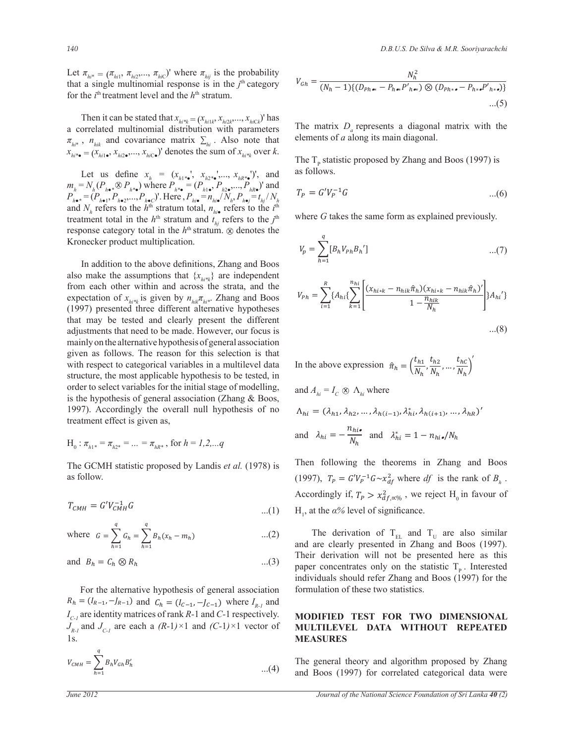Let $\pi_{hi*} = (\pi_{hi1}, \pi_{hi2},..., \pi_{hiC})'$ where $\pi_{hij}$ is the probability that a single multinomial response is in the $j^{th}$ category for the $i^{th}$ treatment level and the $h^{th}$ stratum.

Then it can be stated that $x_{hi*k} = (x_{hi1k}, x_{hi2k},..., x_{hiCk})'$ has a correlated multinomial distribution with parameters $\pi_{hi*}$, $n_{hik}$ and covariance matrix $\sum_{hi}$. Also note that $x_{hi*\bullet} = (x_{hi1\bullet}, x_{hi2\bullet},..., x_{hiC\bullet})'$ denotes the sum of $x_{hi*k}$ over $k$.

Let us define $x_h = (x_{h1*\bullet}', x_{h2*\bullet}',..., x_{hR*\bullet}')'$, and $m_h = N_h(P_{h\bullet*} \otimes P_{h*\bullet})$ where $P_{h*\bullet} = (P_{h1\bullet}, P_{h2\bullet},..., P_{hR\bullet})'$ and $P_{h\bullet*} = (P_{h\bullet1}, P_{h\bullet2},..., P_{h\bullet C})'$. Here, $P_{hi\bullet} = n_{hi\bullet}/N_h$, $P_{h\bullet j} = t_{hj}/N_h$ and $N_h$ refers to the $h^{th}$ stratum total, $n_{hi\bullet}$ refers to the $i^{th}$ treatment total in the $h^{th}$ stratum and $t_{hj}$ refers to the $j^{th}$ response category total in the $h^{th}$ stratum. $\otimes$ denotes the Kronecker product multiplication.

In addition to the above definitions, Zhang and Boos also make the assumptions that $\{x_{hi*k}\}$ are independent from each other within and across the strata, and the expectation of $x_{hi*k}$ is given by $n_{hik}\pi_{hi*}$. Zhang and Boos (1997) presented three different alternative hypotheses that may be tested and clearly present the different adjustments that need to be made. However, our focus is mainly on the alternative hypothesis of general association given as follows. The reason for this selection is that with respect to categorical variables in a multilevel data structure, the most applicable hypothesis to be tested, in order to select variables for the initial stage of modelling, is the hypothesis of general association (Zhang & Boos, 1997). Accordingly the overall null hypothesis of no treatment effect is given as,

$H_0 : \pi_{h1*} = \pi_{h2*} = ... = \pi_{hR*}$, for $h = 1,2,...q$

The GCMH statistic proposed by Landis *et al.* (1978) is as follow.

$$T_{CMH} = G'V_{CMH}^{-1}G \qquad ...(1)$$

$$\text{where } G = \sum_{h=1}^{q} G_h = \sum_{h=1}^{q} B_h(x_h - m_h) \qquad ...(2)$$

$$\text{and } B_h = C_h \otimes R_h \qquad ...(3)$$

For the alternative hypothesis of general association $R_h = (I_{R-1}, -J_{R-1})$ and $C_h = (I_{C-1}, -J_{C-1})$ where $I_{R-1}$ and $I_{C-1}$ are identity matrices of rank $R$-1 and $C$-1 respectively. $J_{R-1}$ and $J_{C-1}$ are each a $(R$-$1)\times 1$ and $(C$-$1)\times 1$ vector of 1s.

$$V_{CMH} = \sum_{h=1}^{q} B_h V_{Gh} B_h' \qquad ...(4)$$

$$V_{Gh} = \frac{N_h^2}{(N_h - 1)\{(D_{Ph\bullet*} - P_{h\bullet*}P'_{h\bullet*}) \otimes (D_{Ph*\bullet} - P_{h*\bullet}P'_{h*\bullet})\}} \qquad ...(5)$$

The matrix $D_a$ represents a diagonal matrix with the elements of $a$ along its main diagonal.

The $T_P$ statistic proposed by Zhang and Boos (1997) is as follows.

$$T_P = G'V_P^{-1}G \qquad ...(6)$$

where $G$ takes the same form as explained previously.

$$V_p = \sum_{h=1}^{q} [B_h V_{Ph} B_h'] \qquad ...(7)$$

$$V_{Ph} = \sum_{i=1}^{R} \{A_{hi}\{\sum_{k=1}^{n_{hi}} \left[\frac{(x_{hi*k} - n_{hik}\hat{\pi}_h)(x_{hi*k} - n_{hik}\hat{\pi}_h)'}{1 - \frac{n_{hik}}{N_h}}\right]\}A_{hi}'\} \qquad ...(8)$$

In the above expression $\hat{\pi}_h = \left(\frac{t_{h1}}{N_h}, \frac{t_{h2}}{N_h}, ..., \frac{t_{hC}}{N_h}\right)'$

and $A_{hi} = I_C \otimes \Lambda_{hi}$ where

$\Lambda_{hi} = (\lambda_{h1}, \lambda_{h2}, ..., \lambda_{h(i-1)}, \lambda_{hi}^*, \lambda_{h(i+1)}, ..., \lambda_{hR})'$

and $\lambda_{hi} = -\dfrac{n_{hi\bullet}}{N_h}$ and $\lambda_{hi}^* = 1 - n_{hi\bullet}/N_h$

Then following the theorems in Zhang and Boos (1997), $T_P = G'V_P^{-1}G \sim \chi_{df}^2$ where $df$ is the rank of $B_h$. Accordingly if, $T_P > \chi_{df,\propto\%}^2$, we reject $H_0$ in favour of $H_1$, at the $\alpha\%$ level of significance.

The derivation of $T_{EL}$ and $T_U$ are also similar and are clearly presented in Zhang and Boos (1997). Their derivation will not be presented here as this paper concentrates only on the statistic $T_P$. Interested individuals should refer Zhang and Boos (1997) for the formulation of these two statistics.

## MODIFIED TEST FOR TWO DIMENSIONAL MULTILEVEL DATA WITHOUT REPEATED MEASURES

The general theory and algorithm proposed by Zhang and Boos (1997) for correlated categorical data were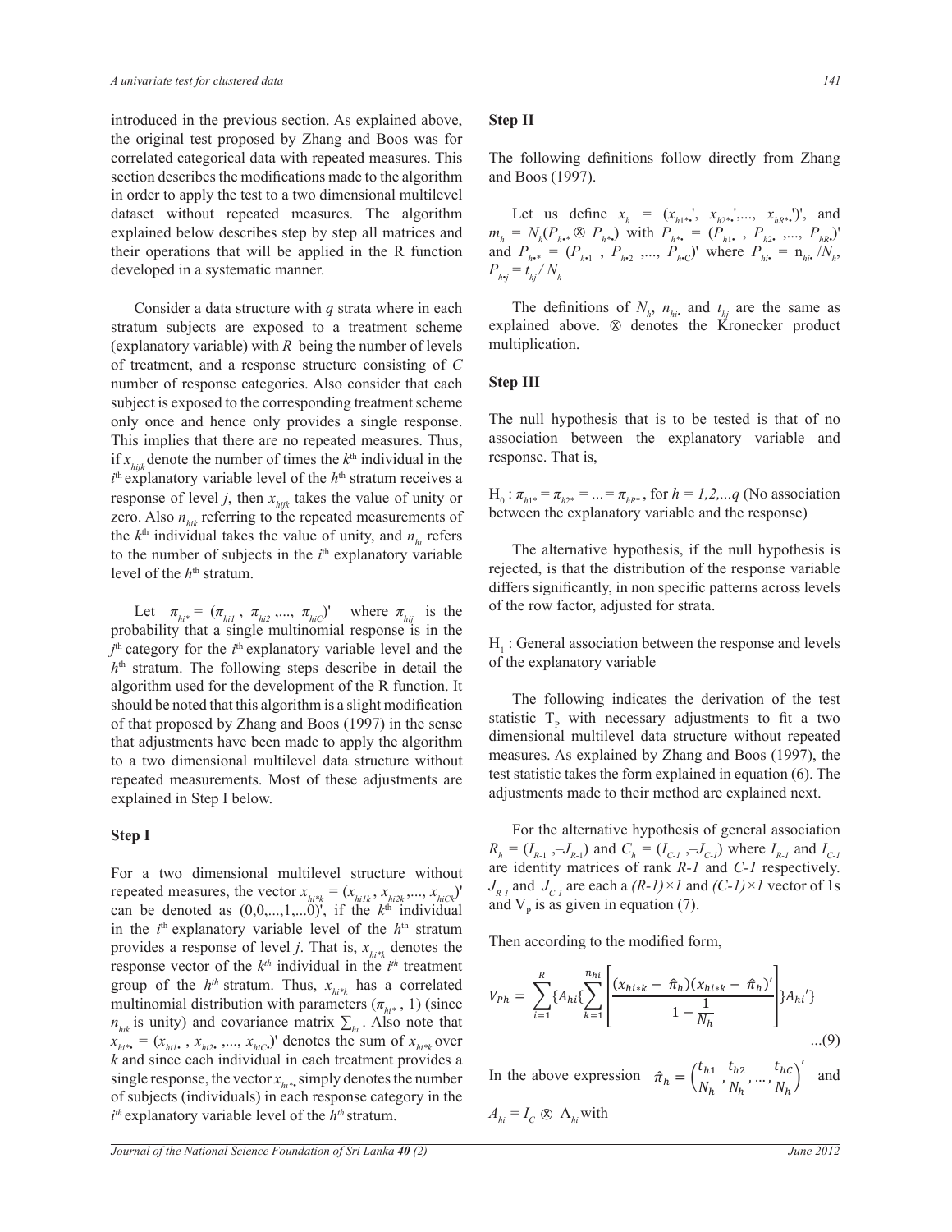introduced in the previous section. As explained above, the original test proposed by Zhang and Boos was for correlated categorical data with repeated measures. This section describes the modifications made to the algorithm in order to apply the test to a two dimensional multilevel dataset without repeated measures. The algorithm explained below describes step by step all matrices and their operations that will be applied in the R function developed in a systematic manner.

Consider a data structure with $q$ strata where in each stratum subjects are exposed to a treatment scheme (explanatory variable) with $R$ being the number of levels of treatment, and a response structure consisting of $C$ number of response categories. Also consider that each subject is exposed to the corresponding treatment scheme only once and hence only provides a single response. This implies that there are no repeated measures. Thus, if $x_{hijk}$ denote the number of times the $k^{th}$ individual in the $i^{th}$ explanatory variable level of the $h^{th}$ stratum receives a response of level $j$, then $x_{hijk}$ takes the value of unity or zero. Also $n_{hik}$ referring to the repeated measurements of the $k^{th}$ individual takes the value of unity, and $n_{hi}$ refers to the number of subjects in the $i^{th}$ explanatory variable level of the $h^{th}$ stratum.

Let $\pi_{hi*} = (\pi_{hi1}, \pi_{hi2}, ..., \pi_{hiC})'$ where $\pi_{hij}$ is the probability that a single multinomial response is in the $j^{th}$ category for the $i^{th}$ explanatory variable level and the $h^{th}$ stratum. The following steps describe in detail the algorithm used for the development of the R function. It should be noted that this algorithm is a slight modification of that proposed by Zhang and Boos (1997) in the sense that adjustments have been made to apply the algorithm to a two dimensional multilevel data structure without repeated measurements. Most of these adjustments are explained in Step I below.

**Step I**

For a two dimensional multilevel structure without repeated measures, the vector $x_{hi*k} = (x_{hi1k}, x_{hi2k}, ..., x_{hiCk})'$ can be denoted as $(0,0,...,1,...0)'$, if the $k^{th}$ individual in the $i^{th}$ explanatory variable level of the $h^{th}$ stratum provides a response of level $j$. That is, $x_{hi*k}$ denotes the response vector of the $k^{th}$ individual in the $i^{th}$ treatment group of the $h^{th}$ stratum. Thus, $x_{hi*k}$ has a correlated multinomial distribution with parameters $(\pi_{hi*}, 1)$ (since $n_{hik}$ is unity) and covariance matrix $\sum_{hi}$. Also note that $x_{hi*\bullet} = (x_{hi1\bullet}, x_{hi2\bullet}, ..., x_{hiC\bullet})'$ denotes the sum of $x_{hi*k}$ over $k$ and since each individual in each treatment provides a single response, the vector $x_{hi*\bullet}$ simply denotes the number of subjects (individuals) in each response category in the $i^{th}$ explanatory variable level of the $h^{th}$ stratum.

**Step II**

The following definitions follow directly from Zhang and Boos (1997).

Let us define $x_h = (x_{h1*\bullet}', x_{h2*\bullet}', ..., x_{hR*\bullet}')'$, and $m_h = N_h(P_{h\bullet*} \otimes P_{h*\bullet})$ with $P_{h*\bullet} = (P_{h1\bullet}, P_{h2\bullet}, ..., P_{hR\bullet})'$ and $P_{h\bullet*} = (P_{h\bullet 1}, P_{h\bullet 2}, ..., P_{h\bullet C})'$ where $P_{hi\bullet} = n_{hi\bullet}/N_h$, $P_{h\bullet j} = t_{hj}/N_h$

The definitions of $N_h$, $n_{hi\bullet}$ and $t_{hj}$ are the same as explained above. $\otimes$ denotes the Kronecker product multiplication.

**Step III**

The null hypothesis that is to be tested is that of no association between the explanatory variable and response. That is,

$H_0 : \pi_{h1*} = \pi_{h2*} = ... = \pi_{hR*}$, for $h = 1,2,...q$ (No association between the explanatory variable and the response)

The alternative hypothesis, if the null hypothesis is rejected, is that the distribution of the response variable differs significantly, in non specific patterns across levels of the row factor, adjusted for strata.

$H_1$ : General association between the response and levels of the explanatory variable

The following indicates the derivation of the test statistic $T_P$ with necessary adjustments to fit a two dimensional multilevel data structure without repeated measures. As explained by Zhang and Boos (1997), the test statistic takes the form explained in equation (6). The adjustments made to their method are explained next.

For the alternative hypothesis of general association $R_h = (I_{R-1}, -J_{R-1})$ and $C_h = (I_{C-1}, -J_{C-1})$ where $I_{R-1}$ and $I_{C-1}$ are identity matrices of rank $R-1$ and $C-1$ respectively. $J_{R-1}$ and $J_{C-1}$ are each a $(R-1)\times 1$ and $(C-1)\times 1$ vector of 1s and $V_P$ is as given in equation (7).

Then according to the modified form,

$$V_{Ph} = \sum_{i=1}^{R}\{A_{hi}\{\sum_{k=1}^{n_{hi}}\left[\frac{(x_{hi*k} - \hat{\pi}_h)(x_{hi*k} - \hat{\pi}_h)'}{1 - \frac{1}{N_h}}\right]\}A_{hi}'\} \qquad ...(9)$$

In the above expression $\hat{\pi}_h = \left(\frac{t_{h1}}{N_h}, \frac{t_{h2}}{N_h}, ..., \frac{t_{hC}}{N_h}\right)'$ and

$A_{hi} = I_C \otimes \Lambda_{hi}$ with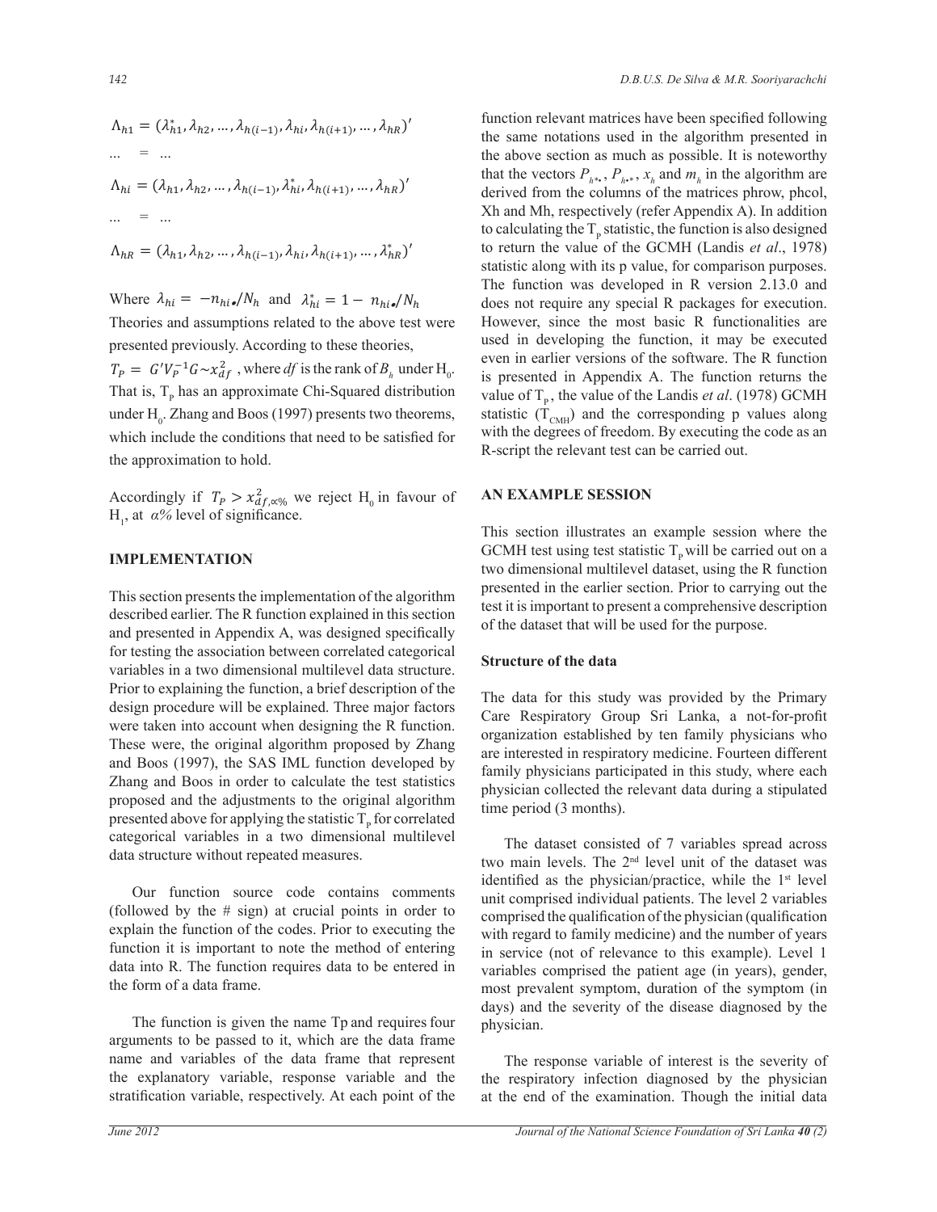$$\Lambda_{h1} = (\lambda_{h1}^*, \lambda_{h2}, \ldots, \lambda_{h(i-1)}, \lambda_{hi}, \lambda_{h(i+1)}, \ldots, \lambda_{hR})'$$

$$\ldots \quad = \quad \ldots$$

$$\Lambda_{hi} = (\lambda_{h1}, \lambda_{h2}, \ldots, \lambda_{h(i-1)}, \lambda_{hi}^*, \lambda_{h(i+1)}, \ldots, \lambda_{hR})'$$

$$\ldots \quad = \quad \ldots$$

$$\Lambda_{hR} = (\lambda_{h1}, \lambda_{h2}, \ldots, \lambda_{h(i-1)}, \lambda_{hi}, \lambda_{h(i+1)}, \ldots, \lambda_{hR}^*)'$$

Where $\lambda_{hi} = -n_{hi\bullet}/N_h$ and $\lambda_{hi}^* = 1 - n_{hi\bullet}/N_h$

Theories and assumptions related to the above test were presented previously. According to these theories,

$T_P = G'V_P^{-1}G \sim x_{df}^2$ , where *df* is the rank of $B_h$ under $H_0$. That is, $T_P$ has an approximate Chi-Squared distribution under $H_0$. Zhang and Boos (1997) presents two theorems, which include the conditions that need to be satisfied for the approximation to hold.

Accordingly if $T_P > x_{df,\alpha\%}^2$ we reject $H_0$ in favour of $H_1$, at $\alpha\%$ level of significance.

## IMPLEMENTATION

This section presents the implementation of the algorithm described earlier. The R function explained in this section and presented in Appendix A, was designed specifically for testing the association between correlated categorical variables in a two dimensional multilevel data structure. Prior to explaining the function, a brief description of the design procedure will be explained. Three major factors were taken into account when designing the R function. These were, the original algorithm proposed by Zhang and Boos (1997), the SAS IML function developed by Zhang and Boos in order to calculate the test statistics proposed and the adjustments to the original algorithm presented above for applying the statistic $T_P$ for correlated categorical variables in a two dimensional multilevel data structure without repeated measures.

Our function source code contains comments (followed by the # sign) at crucial points in order to explain the function of the codes. Prior to executing the function it is important to note the method of entering data into R. The function requires data to be entered in the form of a data frame.

The function is given the name Tp and requires four arguments to be passed to it, which are the data frame name and variables of the data frame that represent the explanatory variable, response variable and the stratification variable, respectively. At each point of the function relevant matrices have been specified following the same notations used in the algorithm presented in the above section as much as possible. It is noteworthy that the vectors $P_{h*\bullet}$, $P_{h\bullet*}$, $x_h$ and $m_h$ in the algorithm are derived from the columns of the matrices phrow, phcol, Xh and Mh, respectively (refer Appendix A). In addition to calculating the $T_P$ statistic, the function is also designed to return the value of the GCMH (Landis *et al*., 1978) statistic along with its p value, for comparison purposes. The function was developed in R version 2.13.0 and does not require any special R packages for execution. However, since the most basic R functionalities are used in developing the function, it may be executed even in earlier versions of the software. The R function is presented in Appendix A. The function returns the value of $T_P$, the value of the Landis *et al*. (1978) GCMH statistic ($T_{CMH}$) and the corresponding p values along with the degrees of freedom. By executing the code as an R-script the relevant test can be carried out.

## AN EXAMPLE SESSION

This section illustrates an example session where the GCMH test using test statistic $T_P$ will be carried out on a two dimensional multilevel dataset, using the R function presented in the earlier section. Prior to carrying out the test it is important to present a comprehensive description of the dataset that will be used for the purpose.

### Structure of the data

The data for this study was provided by the Primary Care Respiratory Group Sri Lanka, a not-for-profit organization established by ten family physicians who are interested in respiratory medicine. Fourteen different family physicians participated in this study, where each physician collected the relevant data during a stipulated time period (3 months).

The dataset consisted of 7 variables spread across two main levels. The 2nd level unit of the dataset was identified as the physician/practice, while the 1st level unit comprised individual patients. The level 2 variables comprised the qualification of the physician (qualification with regard to family medicine) and the number of years in service (not of relevance to this example). Level 1 variables comprised the patient age (in years), gender, most prevalent symptom, duration of the symptom (in days) and the severity of the disease diagnosed by the physician.

The response variable of interest is the severity of the respiratory infection diagnosed by the physician at the end of the examination. Though the initial data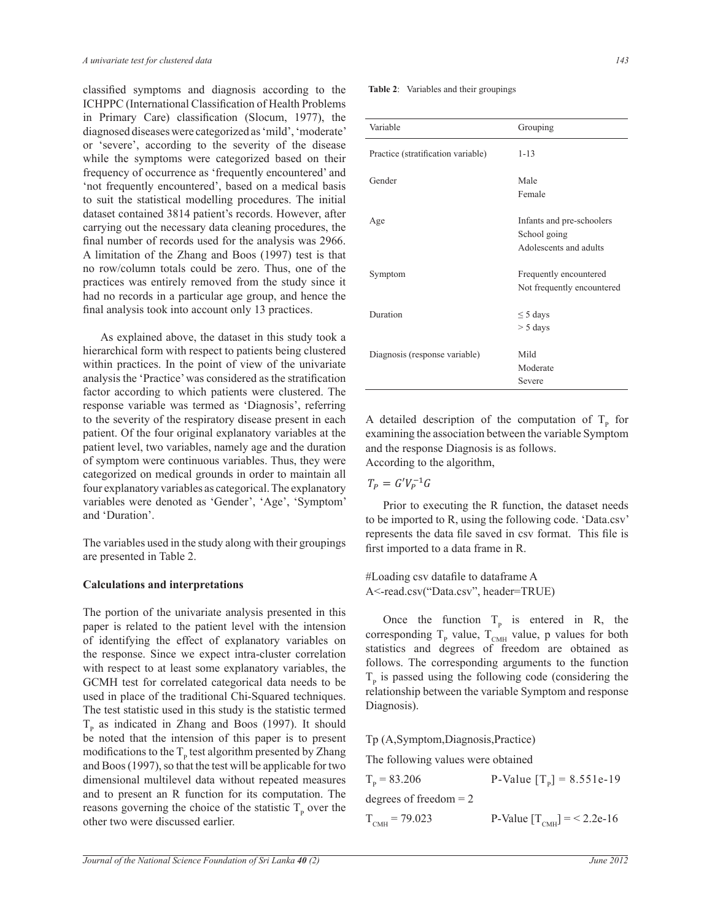classified symptoms and diagnosis according to the ICHPPC (International Classification of Health Problems in Primary Care) classification (Slocum, 1977), the diagnosed diseases were categorized as 'mild', 'moderate' or 'severe', according to the severity of the disease while the symptoms were categorized based on their frequency of occurrence as 'frequently encountered' and 'not frequently encountered', based on a medical basis to suit the statistical modelling procedures. The initial dataset contained 3814 patient's records. However, after carrying out the necessary data cleaning procedures, the final number of records used for the analysis was 2966. A limitation of the Zhang and Boos (1997) test is that no row/column totals could be zero. Thus, one of the practices was entirely removed from the study since it had no records in a particular age group, and hence the final analysis took into account only 13 practices.

As explained above, the dataset in this study took a hierarchical form with respect to patients being clustered within practices. In the point of view of the univariate analysis the 'Practice' was considered as the stratification factor according to which patients were clustered. The response variable was termed as 'Diagnosis', referring to the severity of the respiratory disease present in each patient. Of the four original explanatory variables at the patient level, two variables, namely age and the duration of symptom were continuous variables. Thus, they were categorized on medical grounds in order to maintain all four explanatory variables as categorical. The explanatory variables were denoted as 'Gender', 'Age', 'Symptom' and 'Duration'.

The variables used in the study along with their groupings are presented in Table 2.

**Table 2**: Variables and their groupings

| Variable | Grouping |
|---|---|
| Practice (stratification variable) | 1-13 |
| Gender | Male<br>Female |
| Age | Infants and pre-schoolers<br>School going<br>Adolescents and adults |
| Symptom | Frequently encountered<br>Not frequently encountered |
| Duration | ≤ 5 days<br>> 5 days |
| Diagnosis (response variable) | Mild<br>Moderate<br>Severe |

### Calculations and interpretations

The portion of the univariate analysis presented in this paper is related to the patient level with the intension of identifying the effect of explanatory variables on the response. Since we expect intra-cluster correlation with respect to at least some explanatory variables, the GCMH test for correlated categorical data needs to be used in place of the traditional Chi-Squared techniques. The test statistic used in this study is the statistic termed $T_P$ as indicated in Zhang and Boos (1997). It should be noted that the intension of this paper is to present modifications to the $T_P$ test algorithm presented by Zhang and Boos (1997), so that the test will be applicable for two dimensional multilevel data without repeated measures and to present an R function for its computation. The reasons governing the choice of the statistic $T_P$ over the other two were discussed earlier.

A detailed description of the computation of $T_P$ for examining the association between the variable Symptom and the response Diagnosis is as follows.

According to the algorithm,

$$T_P = G'V_P^{-1}G$$

Prior to executing the R function, the dataset needs to be imported to R, using the following code. 'Data.csv' represents the data file saved in csv format. This file is first imported to a data frame in R.

```
#Loading csv datafile to dataframe A
A<-read.csv("Data.csv", header=TRUE)
```

Once the function $T_P$ is entered in R, the corresponding $T_P$ value, $T_{CMH}$ value, p values for both statistics and degrees of freedom are obtained as follows. The corresponding arguments to the function $T_P$ is passed using the following code (considering the relationship between the variable Symptom and response Diagnosis).

```
Tp (A,Symptom,Diagnosis,Practice)
```

The following values were obtained

$T_P = 83.206$ P-Value $[T_P]$ = 8.551e-19

degrees of freedom = 2

$T_{CMH} = 79.023$ P-Value $[T_{CMH}]$ = < 2.2e-16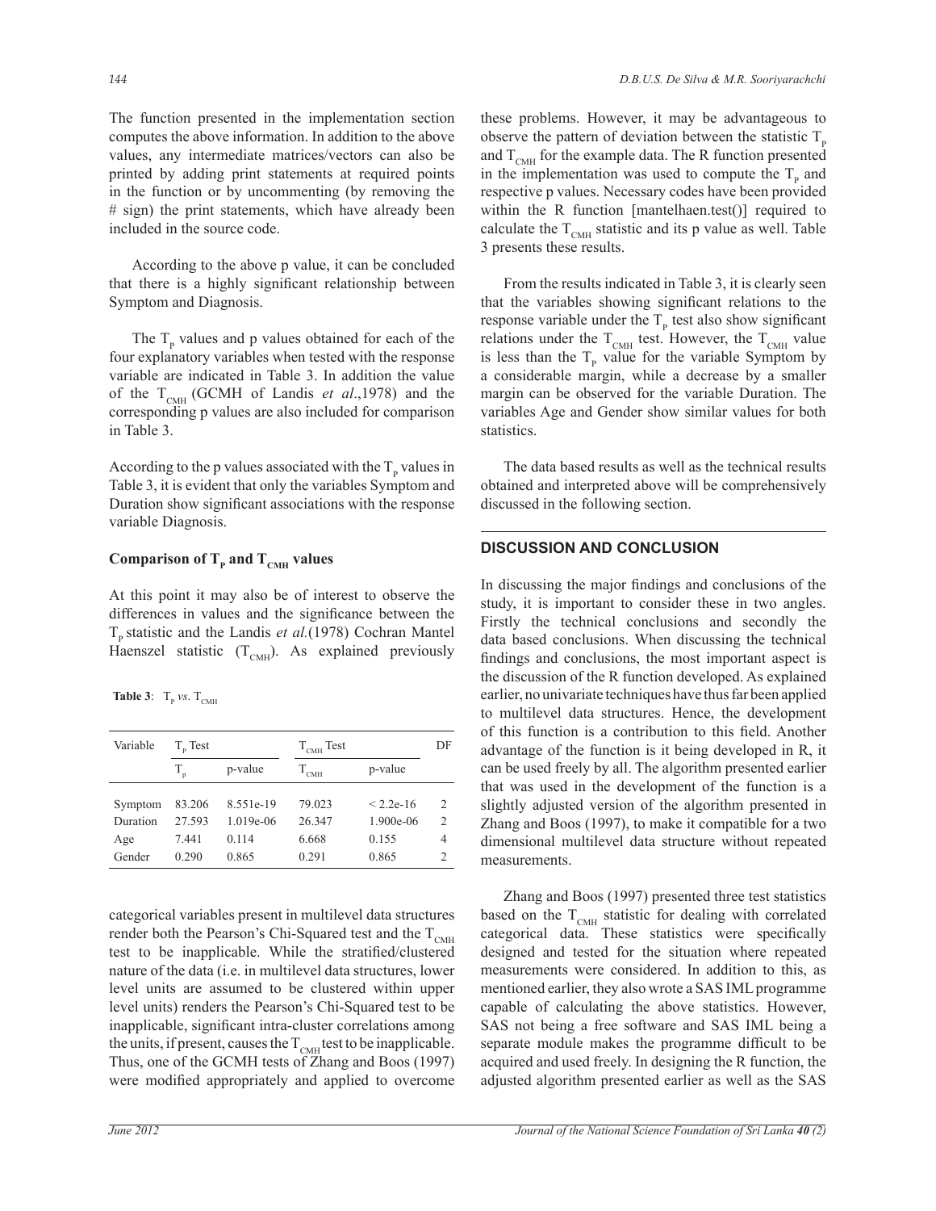The function presented in the implementation section computes the above information. In addition to the above values, any intermediate matrices/vectors can also be printed by adding print statements at required points in the function or by uncommenting (by removing the # sign) the print statements, which have already been included in the source code.

According to the above p value, it can be concluded that there is a highly significant relationship between Symptom and Diagnosis.

The $T_p$ values and p values obtained for each of the four explanatory variables when tested with the response variable are indicated in Table 3. In addition the value of the $T_{CMH}$ (GCMH of Landis *et al*.,1978) and the corresponding p values are also included for comparison in Table 3.

According to the p values associated with the $T_p$ values in Table 3, it is evident that only the variables Symptom and Duration show significant associations with the response variable Diagnosis.

### Comparison of $T_P$ and $T_{CMH}$ values

At this point it may also be of interest to observe the differences in values and the significance between the $T_p$ statistic and the Landis *et al.*(1978) Cochran Mantel Haenszel statistic ($T_{CMH}$). As explained previously categorical variables present in multilevel data structures render both the Pearson's Chi-Squared test and the $T_{CMH}$ test to be inapplicable. While the stratified/clustered nature of the data (i.e. in multilevel data structures, lower level units are assumed to be clustered within upper level units) renders the Pearson's Chi-Squared test to be inapplicable, significant intra-cluster correlations among the units, if present, causes the $T_{CMH}$ test to be inapplicable. Thus, one of the GCMH tests of Zhang and Boos (1997) were modified appropriately and applied to overcome these problems. However, it may be advantageous to observe the pattern of deviation between the statistic $T_p$ and $T_{CMH}$ for the example data. The R function presented in the implementation was used to compute the $T_p$ and respective p values. Necessary codes have been provided within the R function [mantelhaen.test()] required to calculate the $T_{CMH}$ statistic and its p value as well. Table 3 presents these results.

**Table 3**: $T_P$ *vs*. $T_{CMH}$

| Variable | $T_P$ Test | | $T_{CMH}$ Test | | DF |
|---|---|---|---|---|---|
| | $T_p$ | p-value | $T_{CMH}$ | p-value | |
| Symptom | 83.206 | 8.551e-19 | 79.023 | < 2.2e-16 | 2 |
| Duration | 27.593 | 1.019e-06 | 26.347 | 1.900e-06 | 2 |
| Age | 7.441 | 0.114 | 6.668 | 0.155 | 4 |
| Gender | 0.290 | 0.865 | 0.291 | 0.865 | 2 |

From the results indicated in Table 3, it is clearly seen that the variables showing significant relations to the response variable under the $T_p$ test also show significant relations under the $T_{CMH}$ test. However, the $T_{CMH}$ value is less than the $T_p$ value for the variable Symptom by a considerable margin, while a decrease by a smaller margin can be observed for the variable Duration. The variables Age and Gender show similar values for both statistics.

The data based results as well as the technical results obtained and interpreted above will be comprehensively discussed in the following section.

## DISCUSSION AND CONCLUSION

In discussing the major findings and conclusions of the study, it is important to consider these in two angles. Firstly the technical conclusions and secondly the data based conclusions. When discussing the technical findings and conclusions, the most important aspect is the discussion of the R function developed. As explained earlier, no univariate techniques have thus far been applied to multilevel data structures. Hence, the development of this function is a contribution to this field. Another advantage of the function is it being developed in R, it can be used freely by all. The algorithm presented earlier that was used in the development of the function is a slightly adjusted version of the algorithm presented in Zhang and Boos (1997), to make it compatible for a two dimensional multilevel data structure without repeated measurements.

Zhang and Boos (1997) presented three test statistics based on the $T_{CMH}$ statistic for dealing with correlated categorical data. These statistics were specifically designed and tested for the situation where repeated measurements were considered. In addition to this, as mentioned earlier, they also wrote a SAS IML programme capable of calculating the above statistics. However, SAS not being a free software and SAS IML being a separate module makes the programme difficult to be acquired and used freely. In designing the R function, the adjusted algorithm presented earlier as well as the SAS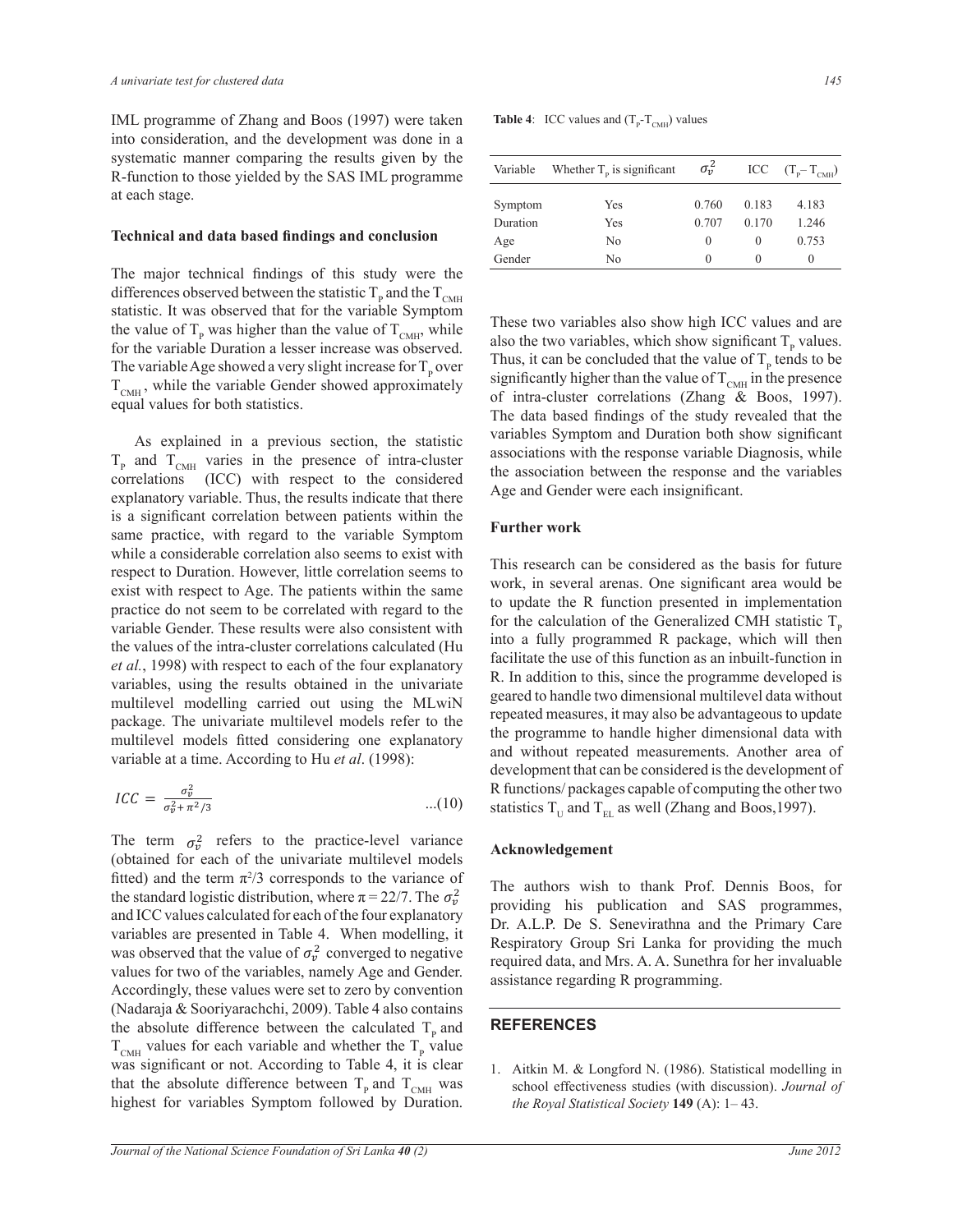IML programme of Zhang and Boos (1997) were taken into consideration, and the development was done in a systematic manner comparing the results given by the R-function to those yielded by the SAS IML programme at each stage.

### Technical and data based findings and conclusion

The major technical findings of this study were the differences observed between the statistic $T_P$ and the $T_{CMH}$ statistic. It was observed that for the variable Symptom the value of $T_P$ was higher than the value of $T_{CMH}$, while for the variable Duration a lesser increase was observed. The variable Age showed a very slight increase for $T_P$ over $T_{CMH}$, while the variable Gender showed approximately equal values for both statistics.

As explained in a previous section, the statistic $T_P$ and $T_{CMH}$ varies in the presence of intra-cluster correlations (ICC) with respect to the considered explanatory variable. Thus, the results indicate that there is a significant correlation between patients within the same practice, with regard to the variable Symptom while a considerable correlation also seems to exist with respect to Duration. However, little correlation seems to exist with respect to Age. The patients within the same practice do not seem to be correlated with regard to the variable Gender. These results were also consistent with the values of the intra-cluster correlations calculated (Hu *et al.*, 1998) with respect to each of the four explanatory variables, using the results obtained in the univariate multilevel modelling carried out using the MLwiN package. The univariate multilevel models refer to the multilevel models fitted considering one explanatory variable at a time. According to Hu *et al*. (1998):

$$ICC = \frac{\sigma_v^2}{\sigma_v^2 + \pi^2/3} \quad \text{...(10)}$$

The term $\sigma_v^2$ refers to the practice-level variance (obtained for each of the univariate multilevel models fitted) and the term $\pi^2/3$ corresponds to the variance of the standard logistic distribution, where $\pi = 22/7$. The $\sigma_v^2$ and ICC values calculated for each of the four explanatory variables are presented in Table 4. When modelling, it was observed that the value of $\sigma_v^2$ converged to negative values for two of the variables, namely Age and Gender. Accordingly, these values were set to zero by convention (Nadaraja & Sooriyarachchi, 2009). Table 4 also contains the absolute difference between the calculated $T_P$ and $T_{CMH}$ values for each variable and whether the $T_P$ value was significant or not. According to Table 4, it is clear that the absolute difference between $T_P$ and $T_{CMH}$ was highest for variables Symptom followed by Duration.

**Table 4**: ICC values and ($T_P$-$T_{CMH}$) values

| Variable | Whether $T_P$ is significant | $\sigma_v^2$ | ICC | $(T_P - T_{CMH})$ |
|---|---|---|---|---|
| Symptom | Yes | 0.760 | 0.183 | 4.183 |
| Duration | Yes | 0.707 | 0.170 | 1.246 |
| Age | No | 0 | 0 | 0.753 |
| Gender | No | 0 | 0 | 0 |

These two variables also show high ICC values and are also the two variables, which show significant $T_P$ values. Thus, it can be concluded that the value of $T_P$ tends to be significantly higher than the value of $T_{CMH}$ in the presence of intra-cluster correlations (Zhang & Boos, 1997). The data based findings of the study revealed that the variables Symptom and Duration both show significant associations with the response variable Diagnosis, while the association between the response and the variables Age and Gender were each insignificant.

### Further work

This research can be considered as the basis for future work, in several arenas. One significant area would be to update the R function presented in implementation for the calculation of the Generalized CMH statistic $T_P$ into a fully programmed R package, which will then facilitate the use of this function as an inbuilt-function in R. In addition to this, since the programme developed is geared to handle two dimensional multilevel data without repeated measures, it may also be advantageous to update the programme to handle higher dimensional data with and without repeated measurements. Another area of development that can be considered is the development of R functions/ packages capable of computing the other two statistics $T_U$ and $T_{EL}$ as well (Zhang and Boos,1997).

### Acknowledgement

The authors wish to thank Prof. Dennis Boos, for providing his publication and SAS programmes, Dr. A.L.P. De S. Senevirathna and the Primary Care Respiratory Group Sri Lanka for providing the much required data, and Mrs. A. A. Sunethra for her invaluable assistance regarding R programming.

## REFERENCES

1. Aitkin M. & Longford N. (1986). Statistical modelling in school effectiveness studies (with discussion). *Journal of the Royal Statistical Society* **149** (A): 1– 43.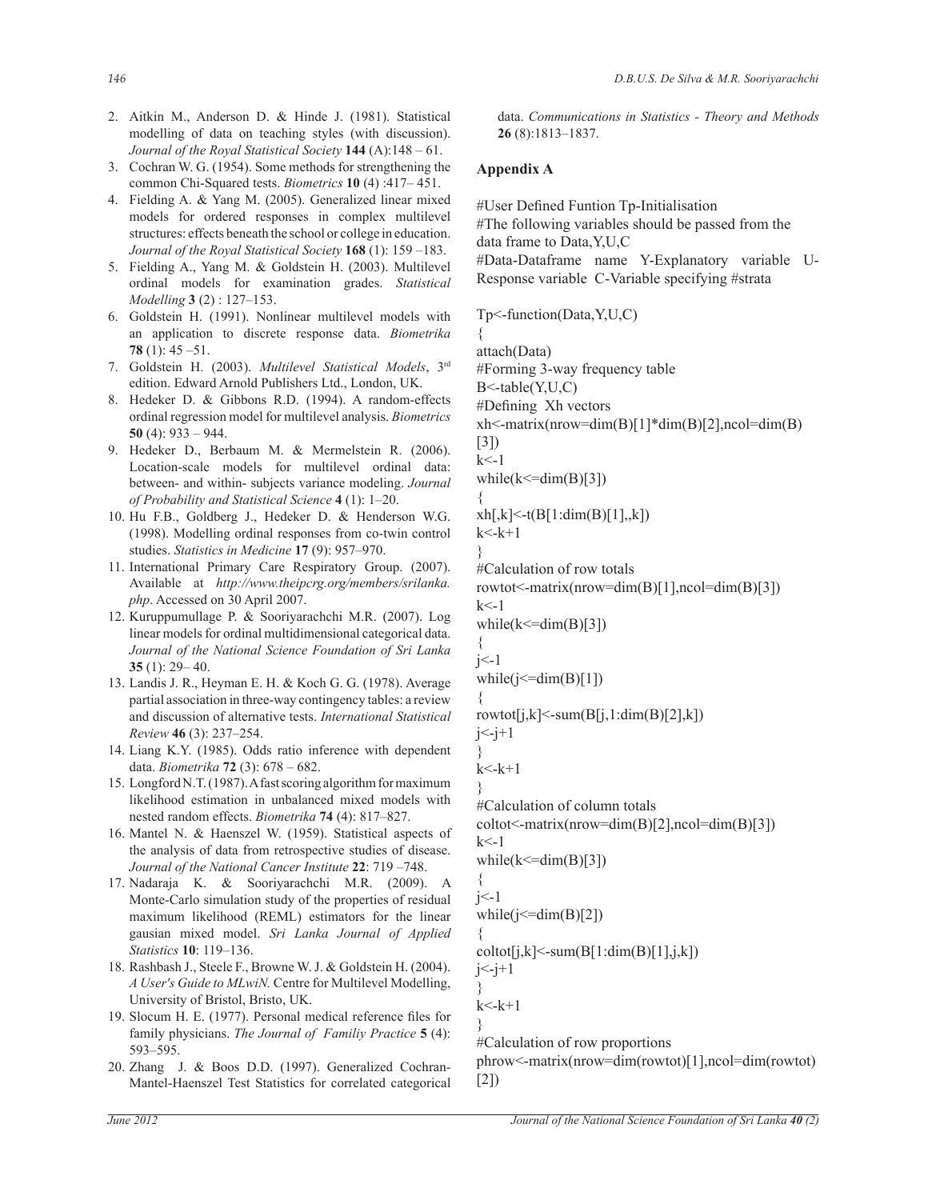2. Aitkin M., Anderson D. & Hinde J. (1981). Statistical modelling of data on teaching styles (with discussion). *Journal of the Royal Statistical Society* **144** (A):148 – 61.
3. Cochran W. G. (1954). Some methods for strengthening the common Chi-Squared tests. *Biometrics* **10** (4) :417– 451.
4. Fielding A. & Yang M. (2005). Generalized linear mixed models for ordered responses in complex multilevel structures: effects beneath the school or college in education. *Journal of the Royal Statistical Society* **168** (1): 159 –183.
5. Fielding A., Yang M. & Goldstein H. (2003). Multilevel ordinal models for examination grades. *Statistical Modelling* **3** (2) : 127–153.
6. Goldstein H. (1991). Nonlinear multilevel models with an application to discrete response data. *Biometrika* **78** (1): 45 –51.
7. Goldstein H. (2003). *Multilevel Statistical Models*, 3rd edition. Edward Arnold Publishers Ltd., London, UK.
8. Hedeker D. & Gibbons R.D. (1994). A random-effects ordinal regression model for multilevel analysis. *Biometrics* **50** (4): 933 – 944.
9. Hedeker D., Berbaum M. & Mermelstein R. (2006). Location-scale models for multilevel ordinal data: between- and within- subjects variance modeling. *Journal of Probability and Statistical Science* **4** (1): 1–20.
10. Hu F.B., Goldberg J., Hedeker D. & Henderson W.G. (1998). Modelling ordinal responses from co-twin control studies. *Statistics in Medicine* **17** (9): 957–970.
11. International Primary Care Respiratory Group. (2007). Available at *http://www.theipcrg.org/members/srilanka.php*. Accessed on 30 April 2007.
12. Kuruppumullage P. & Sooriyarachchi M.R. (2007). Log linear models for ordinal multidimensional categorical data. *Journal of the National Science Foundation of Sri Lanka* **35** (1): 29– 40.
13. Landis J. R., Heyman E. H. & Koch G. G. (1978). Average partial association in three-way contingency tables: a review and discussion of alternative tests. *International Statistical Review* **46** (3): 237–254.
14. Liang K.Y. (1985). Odds ratio inference with dependent data. *Biometrika* **72** (3): 678 – 682.
15. Longford N.T. (1987). A fast scoring algorithm for maximum likelihood estimation in unbalanced mixed models with nested random effects. *Biometrika* **74** (4): 817–827.
16. Mantel N. & Haenszel W. (1959). Statistical aspects of the analysis of data from retrospective studies of disease. *Journal of the National Cancer Institute* **22**: 719 –748.
17. Nadaraja K. & Sooriyarachchi M.R. (2009). A Monte-Carlo simulation study of the properties of residual maximum likelihood (REML) estimators for the linear gausian mixed model. *Sri Lanka Journal of Applied Statistics* **10**: 119–136.
18. Rashbash J., Steele F., Browne W. J. & Goldstein H. (2004). *A User's Guide to MLwiN.* Centre for Multilevel Modelling, University of Bristol, Bristo, UK.
19. Slocum H. E. (1977). Personal medical reference files for family physicians. *The Journal of Familiy Practice* **5** (4): 593–595.
20. Zhang J. & Boos D.D. (1997). Generalized Cochran-Mantel-Haenszel Test Statistics for correlated categorical data. *Communications in Statistics - Theory and Methods* **26** (8):1813–1837.

## Appendix A

```
#User Defined Funtion Tp-Initialisation
#The following variables should be passed from the data frame to Data,Y,U,C
#Data-Dataframe name Y-Explanatory variable U-Response variable C-Variable specifying #strata

Tp<-function(Data,Y,U,C)
{
attach(Data)
#Forming 3-way frequency table
B<-table(Y,U,C)
#Defining Xh vectors
xh<-matrix(nrow=dim(B)[1]*dim(B)[2],ncol=dim(B)[3])
k<-1
while(k<=dim(B)[3])
{
xh[,k]<-t(B[1:dim(B)[1],,k])
k<-k+1
}
#Calculation of row totals
rowtot<-matrix(nrow=dim(B)[1],ncol=dim(B)[3])
k<-1
while(k<=dim(B)[3])
{
j<-1
while(j<=dim(B)[1])
{
rowtot[j,k]<-sum(B[j,1:dim(B)[2],k])
j<-j+1
}
k<-k+1
}
#Calculation of column totals
coltot<-matrix(nrow=dim(B)[2],ncol=dim(B)[3])
k<-1
while(k<=dim(B)[3])
{
j<-1
while(j<=dim(B)[2])
{
coltot[j,k]<-sum(B[1:dim(B)[1],j,k])
j<-j+1
}
k<-k+1
}
#Calculation of row proportions
phrow<-matrix(nrow=dim(rowtot)[1],ncol=dim(rowtot)[2])
```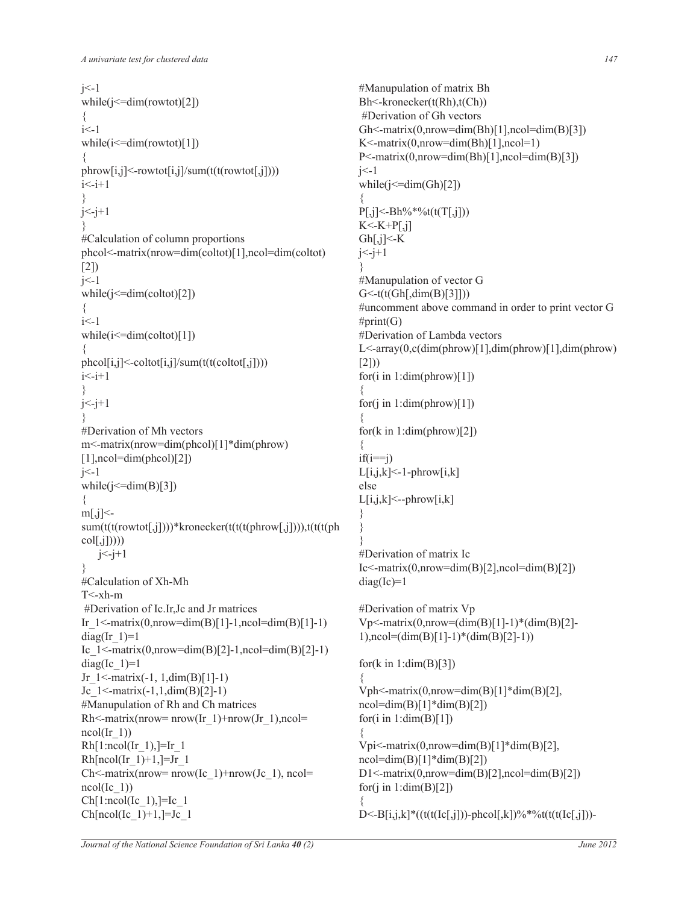```
j<-1
while(j<=dim(rowtot)[2])
{
i<-1
while(i<=dim(rowtot)[1])
{
phrow[i,j]<-rowtot[i,j]/sum(t(t(rowtot[,j])))
i<-i+1
}
j<-j+1
}
#Calculation of column proportions
phcol<-matrix(nrow=dim(coltot)[1],ncol=dim(coltot)
[2])
j<-1
while(j<=dim(coltot)[2])
{
i<-1
while(i<=dim(coltot)[1])
{
phcol[i,j]<-coltot[i,j]/sum(t(t(coltot[,j])))
i<-i+1
}
j<-j+1
}
#Derivation of Mh vectors
m<-matrix(nrow=dim(phcol)[1]*dim(phrow)
[1],ncol=dim(phcol)[2])
j<-1
while(j<=dim(B)[3])
{
m[,j]<-
sum(t(t(rowtot[,j])))*kronecker(t(t(phrow[,j]))),t(t(ph
col[,j]))))
     j<-j+1
}
#Calculation of Xh-Mh
T<-xh-m
 #Derivation of Ic.Ir,Jc and Jr matrices
Ir_1<-matrix(0,nrow=dim(B)[1]-1,ncol=dim(B)[1]-1)
diag(Ir_1)=1
Ic_1<-matrix(0,nrow=dim(B)[2]-1,ncol=dim(B)[2]-1)
diag(Ic_1)=1
Jr_1<-matrix(-1, 1,dim(B)[1]-1)
Jc_1<-matrix(-1,1,dim(B)[2]-1)
#Manupulation of Rh and Ch matrices
Rh<-matrix(nrow= nrow(Ir_1)+nrow(Jr_1),ncol=
ncol(Ir_1))
Rh[1:ncol(Ir_1),]=Ir_1
Rh[ncol(Ir_1)+1,]=Jr_1
Ch<-matrix(nrow= nrow(Ic_1)+nrow(Jc_1), ncol=
ncol(Ic_1))
Ch[1:ncol(Ic_1),]=Ic_1
Ch[ncol(Ic_1)+1,]=Jc_1
#Manupulation of matrix Bh
Bh<-kronecker(t(Rh),t(Ch))
 #Derivation of Gh vectors
Gh<-matrix(0,nrow=dim(Bh)[1],ncol=dim(B)[3])
K<-matrix(0,nrow=dim(Bh)[1],ncol=1)
P<-matrix(0,nrow=dim(Bh)[1],ncol=dim(B)[3])
j<-1
while(j<=dim(Gh)[2])
{
P[,j]<-Bh%*%t(t(T[,j]))
K<-K+P[,j]
Gh[,j]<-K
j<-j+1
}
#Manupulation of vector G
G<-t(t(Gh[,dim(B)[3]]))
#uncomment above command in order to print vector G
#print(G)
#Derivation of Lambda vectors
L<-array(0,c(dim(phrow)[1],dim(phrow)[1],dim(phrow)
[2]))
for(i in 1:dim(phrow)[1])
{
for(j in 1:dim(phrow)[1])
{
for(k in 1:dim(phrow)[2])
{
if(i==j)
L[i,j,k]<-1-phrow[i,k]
else
L[i,j,k]<--phrow[i,k]
}
}
}
#Derivation of matrix Ic
Ic<-matrix(0,nrow=dim(B)[2],ncol=dim(B)[2])
diag(Ic)=1

#Derivation of matrix Vp
Vp<-matrix(0,nrow=(dim(B)[1]-1)*(dim(B)[2]-
1),ncol=(dim(B)[1]-1)*(dim(B)[2]-1))

for(k in 1:dim(B)[3])
{
Vph<-matrix(0,nrow=dim(B)[1]*dim(B)[2],
ncol=dim(B)[1]*dim(B)[2])
for(i in 1:dim(B)[1])
{
Vpi<-matrix(0,nrow=dim(B)[1]*dim(B)[2],
ncol=dim(B)[1]*dim(B)[2])
D1<-matrix(0,nrow=dim(B)[2],ncol=dim(B)[2])
for(j in 1:dim(B)[2])
{
D<-B[i,j,k]*((t(t(Ic[,j]))-phcol[,k])%*%t(t(t(Ic[,j]))-
```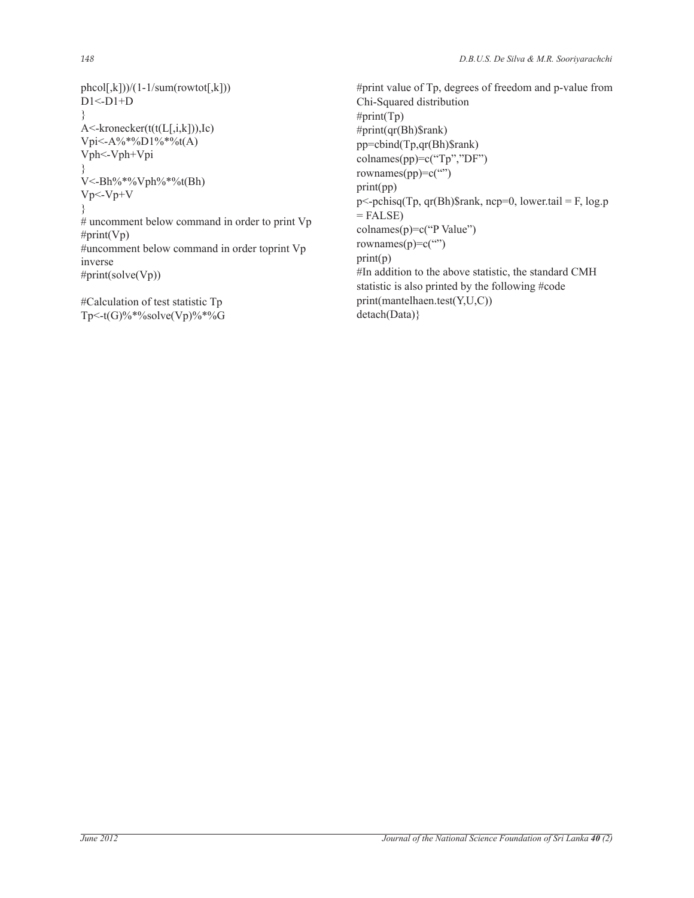```
phcol[,k]))/(1-1/sum(rowtot[,k]))
D1<-D1+D
}
A<-kronecker(t(t(L[,i,k])),Ic)
Vpi<-A%*%D1%*%t(A)
Vph<-Vph+Vpi
}
V<-Bh%*%Vph%*%t(Bh)
Vp<-Vp+V
}
# uncomment below command in order to print Vp
#print(Vp)
#uncomment below command in order toprint Vp
inverse
#print(solve(Vp))

#Calculation of test statistic Tp
Tp<-t(G)%*%solve(Vp)%*%G
#print value of Tp, degrees of freedom and p-value from
Chi-Squared distribution
#print(Tp)
#print(qr(Bh)$rank)
pp=cbind(Tp,qr(Bh)$rank)
colnames(pp)=c("Tp","DF")
rownames(pp)=c("")
print(pp)
p<-pchisq(Tp, qr(Bh)$rank, ncp=0, lower.tail = F, log.p
= FALSE)
colnames(p)=c("P Value")
rownames(p)=c("")
print(p)
#In addition to the above statistic, the standard CMH
statistic is also printed by the following #code
print(mantelhaen.test(Y,U,C))
detach(Data)}
```